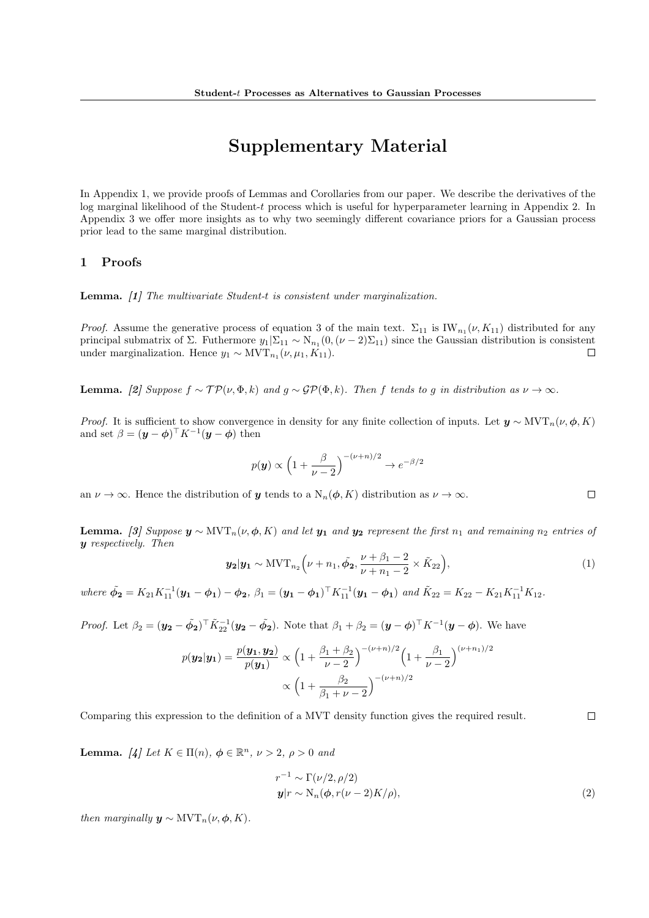# Supplementary Material

In Appendix 1, we provide proofs of Lemmas and Corollaries from our paper. We describe the derivatives of the log marginal likelihood of the Student-t process which is useful for hyperparameter learning in Appendix 2. In Appendix 3 we offer more insights as to why two seemingly different covariance priors for a Gaussian process prior lead to the same marginal distribution.

## 1 Proofs

**Lemma.** *[1] The multivariate Student-t is consistent under marginalization.*

*Proof.* Assume the generative process of equation 3 of the main text. $\Sigma_{11}$ is $\mathrm{IW}_{n_1}(\nu, K_{11})$ distributed for any principal submatrix of $\Sigma$. Futhermore $y_1|\Sigma_{11} \sim \mathrm{N}_{n_1}(0, (\nu-2)\Sigma_{11})$ since the Gaussian distribution is consistent under marginalization. Hence $y_1 \sim \mathrm{MVT}_{n_1}(\nu, \mu_1, K_{11})$. □

**Lemma.** *[2] Suppose $f \sim \mathcal{TP}(\nu, \Phi, k)$ and $g \sim \mathcal{GP}(\Phi, k)$. Then $f$ tends to $g$ in distribution as $\nu \to \infty$.*

*Proof.* It is sufficient to show convergence in density for any finite collection of inputs. Let $\boldsymbol{y} \sim \mathrm{MVT}_n(\nu, \boldsymbol{\phi}, K)$ and set $\beta = (\boldsymbol{y} - \boldsymbol{\phi})^\top K^{-1}(\boldsymbol{y} - \boldsymbol{\phi})$ then

$$p(\boldsymbol{y}) \propto \Big(1 + \frac{\beta}{\nu - 2}\Big)^{-(\nu+n)/2} \to e^{-\beta/2}$$

an $\nu \to \infty$. Hence the distribution of $\boldsymbol{y}$ tends to a $\mathrm{N}_n(\boldsymbol{\phi}, K)$ distribution as $\nu \to \infty$. □

**Lemma.** *[3] Suppose $\boldsymbol{y} \sim \mathrm{MVT}_n(\nu, \boldsymbol{\phi}, K)$ and let $\boldsymbol{y_1}$ and $\boldsymbol{y_2}$ represent the first $n_1$ and remaining $n_2$ entries of $\boldsymbol{y}$ respectively. Then*

$$\boldsymbol{y_2}|\boldsymbol{y_1} \sim \mathrm{MVT}_{n_2}\Big(\nu + n_1, \tilde{\boldsymbol{\phi_2}}, \frac{\nu + \beta_1 - 2}{\nu + n_1 - 2} \times \tilde{K}_{22}\Big), \tag{1}$$

*where $\tilde{\boldsymbol{\phi_2}} = K_{21}K_{11}^{-1}(\boldsymbol{y_1} - \boldsymbol{\phi_1}) - \boldsymbol{\phi_2}$, $\beta_1 = (\boldsymbol{y_1} - \boldsymbol{\phi_1})^\top K_{11}^{-1}(\boldsymbol{y_1} - \boldsymbol{\phi_1})$ and $\tilde{K}_{22} = K_{22} - K_{21}K_{11}^{-1}K_{12}$.*

*Proof.* Let $\beta_2 = (\boldsymbol{y_2} - \tilde{\boldsymbol{\phi_2}})^\top \tilde{K}_{22}^{-1}(\boldsymbol{y_2} - \tilde{\boldsymbol{\phi_2}})$. Note that $\beta_1 + \beta_2 = (\boldsymbol{y} - \boldsymbol{\phi})^\top K^{-1}(\boldsymbol{y} - \boldsymbol{\phi})$. We have

$$\begin{aligned} p(\boldsymbol{y_2}|\boldsymbol{y_1}) = \frac{p(\boldsymbol{y_1}, \boldsymbol{y_2})}{p(\boldsymbol{y_1})} &\propto \Big(1 + \frac{\beta_1 + \beta_2}{\nu - 2}\Big)^{-(\nu+n)/2}\Big(1 + \frac{\beta_1}{\nu - 2}\Big)^{(\nu+n_1)/2} \\ &\propto \Big(1 + \frac{\beta_2}{\beta_1 + \nu - 2}\Big)^{-(\nu+n)/2} \end{aligned}$$

Comparing this expression to the definition of a MVT density function gives the required result. □

**Lemma.** *[4] Let $K \in \Pi(n)$, $\boldsymbol{\phi} \in \mathbb{R}^n$, $\nu > 2$, $\rho > 0$ and*

$$\begin{aligned} r^{-1} &\sim \Gamma(\nu/2, \rho/2) \\ \boldsymbol{y}|r &\sim \mathrm{N}_n(\boldsymbol{\phi}, r(\nu - 2)K/\rho), \end{aligned} \tag{2}$$

*then marginally $\boldsymbol{y} \sim \mathrm{MVT}_n(\nu, \boldsymbol{\phi}, K)$.*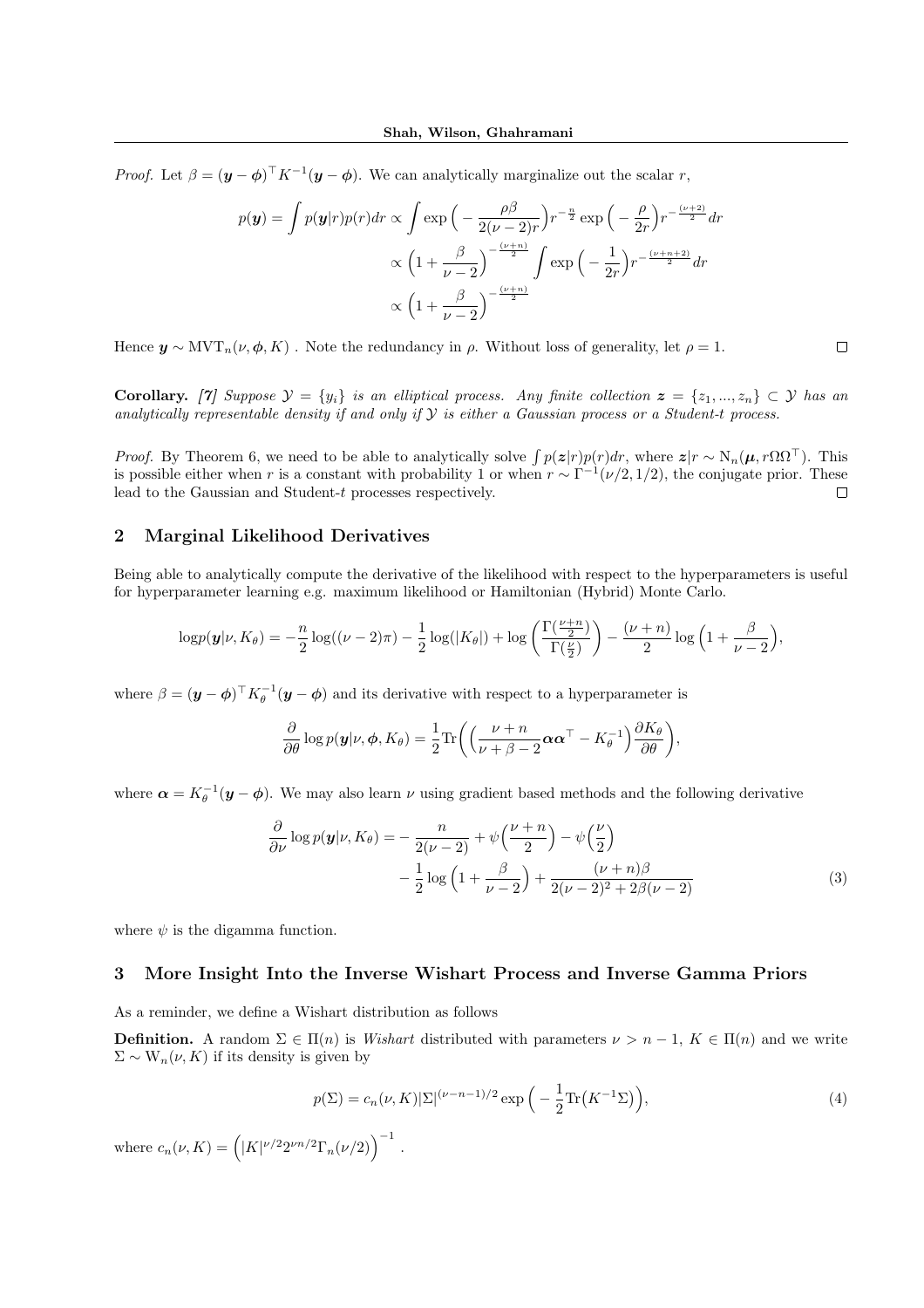*Proof.* Let $\beta = (\boldsymbol{y} - \boldsymbol{\phi})^\top K^{-1}(\boldsymbol{y} - \boldsymbol{\phi})$. We can analytically marginalize out the scalar $r$,

$$
\begin{aligned}
p(\boldsymbol{y}) = \int p(\boldsymbol{y}|r)p(r)dr &\propto \int \exp\Big(-\frac{\rho\beta}{2(\nu-2)r}\Big) r^{-\frac{n}{2}} \exp\Big(-\frac{\rho}{2r}\Big) r^{-\frac{(\nu+2)}{2}} dr \\
&\propto \Big(1 + \frac{\beta}{\nu-2}\Big)^{-\frac{(\nu+n)}{2}} \int \exp\Big(-\frac{1}{2r}\Big) r^{-\frac{(\nu+n+2)}{2}} dr \\
&\propto \Big(1 + \frac{\beta}{\nu-2}\Big)^{-\frac{(\nu+n)}{2}}
\end{aligned}
$$

Hence $\boldsymbol{y} \sim \mathrm{MVT}_n(\nu, \boldsymbol{\phi}, K)$ . Note the redundancy in $\rho$. Without loss of generality, let $\rho = 1$. ◻

**Corollary.** *[7] Suppose $\mathcal{Y} = \{y_i\}$ is an elliptical process. Any finite collection $\boldsymbol{z} = \{z_1, ..., z_n\} \subset \mathcal{Y}$ has an analytically representable density if and only if $\mathcal{Y}$ is either a Gaussian process or a Student-t process.*

*Proof.* By Theorem 6, we need to be able to analytically solve $\int p(\boldsymbol{z}|r)p(r)dr$, where $\boldsymbol{z}|r \sim \mathrm{N}_n(\boldsymbol{\mu}, r\Omega\Omega^\top)$. This is possible either when $r$ is a constant with probability 1 or when $r \sim \Gamma^{-1}(\nu/2, 1/2)$, the conjugate prior. These lead to the Gaussian and Student-$t$ processes respectively. ◻

## 2 Marginal Likelihood Derivatives

Being able to analytically compute the derivative of the likelihood with respect to the hyperparameters is useful for hyperparameter learning e.g. maximum likelihood or Hamiltonian (Hybrid) Monte Carlo.

$$
\log p(\boldsymbol{y}|\nu, K_\theta) = -\frac{n}{2}\log((\nu-2)\pi) - \frac{1}{2}\log(|K_\theta|) + \log\left(\frac{\Gamma(\frac{\nu+n}{2})}{\Gamma(\frac{\nu}{2})}\right) - \frac{(\nu+n)}{2}\log\Big(1 + \frac{\beta}{\nu-2}\Big),
$$

where $\beta = (\boldsymbol{y} - \boldsymbol{\phi})^\top K_\theta^{-1}(\boldsymbol{y} - \boldsymbol{\phi})$ and its derivative with respect to a hyperparameter is

$$
\frac{\partial}{\partial\theta}\log p(\boldsymbol{y}|\nu, \boldsymbol{\phi}, K_\theta) = \frac{1}{2}\mathrm{Tr}\bigg(\Big(\frac{\nu+n}{\nu+\beta-2}\boldsymbol{\alpha}\boldsymbol{\alpha}^\top - K_\theta^{-1}\Big)\frac{\partial K_\theta}{\partial\theta}\bigg),
$$

where $\boldsymbol{\alpha} = K_\theta^{-1}(\boldsymbol{y} - \boldsymbol{\phi})$. We may also learn $\nu$ using gradient based methods and the following derivative

$$
\begin{aligned}
\frac{\partial}{\partial\nu}\log p(\boldsymbol{y}|\nu, K_\theta) = &-\frac{n}{2(\nu-2)} + \psi\Big(\frac{\nu+n}{2}\Big) - \psi\Big(\frac{\nu}{2}\Big) \\
&- \frac{1}{2}\log\Big(1 + \frac{\beta}{\nu-2}\Big) + \frac{(\nu+n)\beta}{2(\nu-2)^2 + 2\beta(\nu-2)}
\end{aligned} \tag{3}
$$

where $\psi$ is the digamma function.

## 3 More Insight Into the Inverse Wishart Process and Inverse Gamma Priors

As a reminder, we define a Wishart distribution as follows

**Definition.** A random $\Sigma \in \Pi(n)$ is *Wishart* distributed with parameters $\nu > n-1$, $K \in \Pi(n)$ and we write $\Sigma \sim \mathrm{W}_n(\nu, K)$ if its density is given by

$$
p(\Sigma) = c_n(\nu, K)|\Sigma|^{(\nu-n-1)/2}\exp\Big(-\frac{1}{2}\mathrm{Tr}\big(K^{-1}\Sigma\big)\Big), \tag{4}
$$

where $c_n(\nu, K) = \Big(|K|^{\nu/2}2^{\nu n/2}\Gamma_n(\nu/2)\Big)^{-1}$ .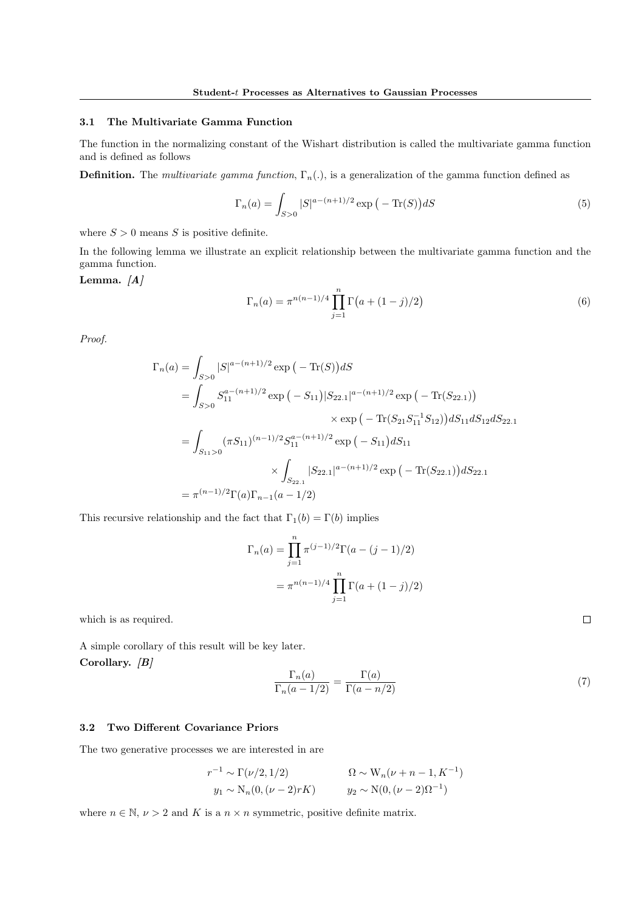### 3.1 The Multivariate Gamma Function

The function in the normalizing constant of the Wishart distribution is called the multivariate gamma function and is defined as follows

**Definition.** The *multivariate gamma function*, $\Gamma_n(.)$, is a generalization of the gamma function defined as

$$\Gamma_n(a) = \int_{S>0} |S|^{a-(n+1)/2} \exp\big(-\operatorname{Tr}(S)\big) dS \tag{5}$$

where $S > 0$ means $S$ is positive definite.

In the following lemma we illustrate an explicit relationship between the multivariate gamma function and the gamma function.

**Lemma.** ***[A]***

$$\Gamma_n(a) = \pi^{n(n-1)/4} \prod_{j=1}^{n} \Gamma\big(a + (1-j)/2\big) \tag{6}$$

*Proof.*

$$\begin{aligned}
\Gamma_n(a) &= \int_{S>0} |S|^{a-(n+1)/2} \exp\big(-\operatorname{Tr}(S)\big) dS \\
&= \int_{S>0} S_{11}^{a-(n+1)/2} \exp\big(-S_{11}\big) |S_{22.1}|^{a-(n+1)/2} \exp\big(-\operatorname{Tr}(S_{22.1})\big) \\
&\qquad\qquad\qquad\qquad \times \exp\big(-\operatorname{Tr}(S_{21}S_{11}^{-1}S_{12})\big) dS_{11} dS_{12} dS_{22.1} \\
&= \int_{S_{11}>0} (\pi S_{11})^{(n-1)/2} S_{11}^{a-(n+1)/2} \exp\big(-S_{11}\big) dS_{11} \\
&\qquad\qquad \times \int_{S_{22.1}} |S_{22.1}|^{a-(n+1)/2} \exp\big(-\operatorname{Tr}(S_{22.1})\big) dS_{22.1} \\
&= \pi^{(n-1)/2} \Gamma(a) \Gamma_{n-1}(a - 1/2)
\end{aligned}$$

This recursive relationship and the fact that $\Gamma_1(b) = \Gamma(b)$ implies

$$\begin{aligned}
\Gamma_n(a) &= \prod_{j=1}^{n} \pi^{(j-1)/2} \Gamma(a - (j-1)/2) \\
&= \pi^{n(n-1)/4} \prod_{j=1}^{n} \Gamma(a + (1-j)/2)
\end{aligned}$$

which is as required. □

A simple corollary of this result will be key later.

**Corollary.** ***[B]***

$$\frac{\Gamma_n(a)}{\Gamma_n(a - 1/2)} = \frac{\Gamma(a)}{\Gamma(a - n/2)} \tag{7}$$

### 3.2 Two Different Covariance Priors

The two generative processes we are interested in are

$$\begin{aligned}
r^{-1} &\sim \Gamma(\nu/2, 1/2) & \qquad \Omega &\sim \mathrm{W}_n(\nu + n - 1, K^{-1}) \\
y_1 &\sim \mathrm{N}_n(0, (\nu - 2) r K) & \qquad y_2 &\sim \mathrm{N}(0, (\nu - 2)\Omega^{-1})
\end{aligned}$$

where $n \in \mathbb{N}$, $\nu > 2$ and $K$ is a $n \times n$ symmetric, positive definite matrix.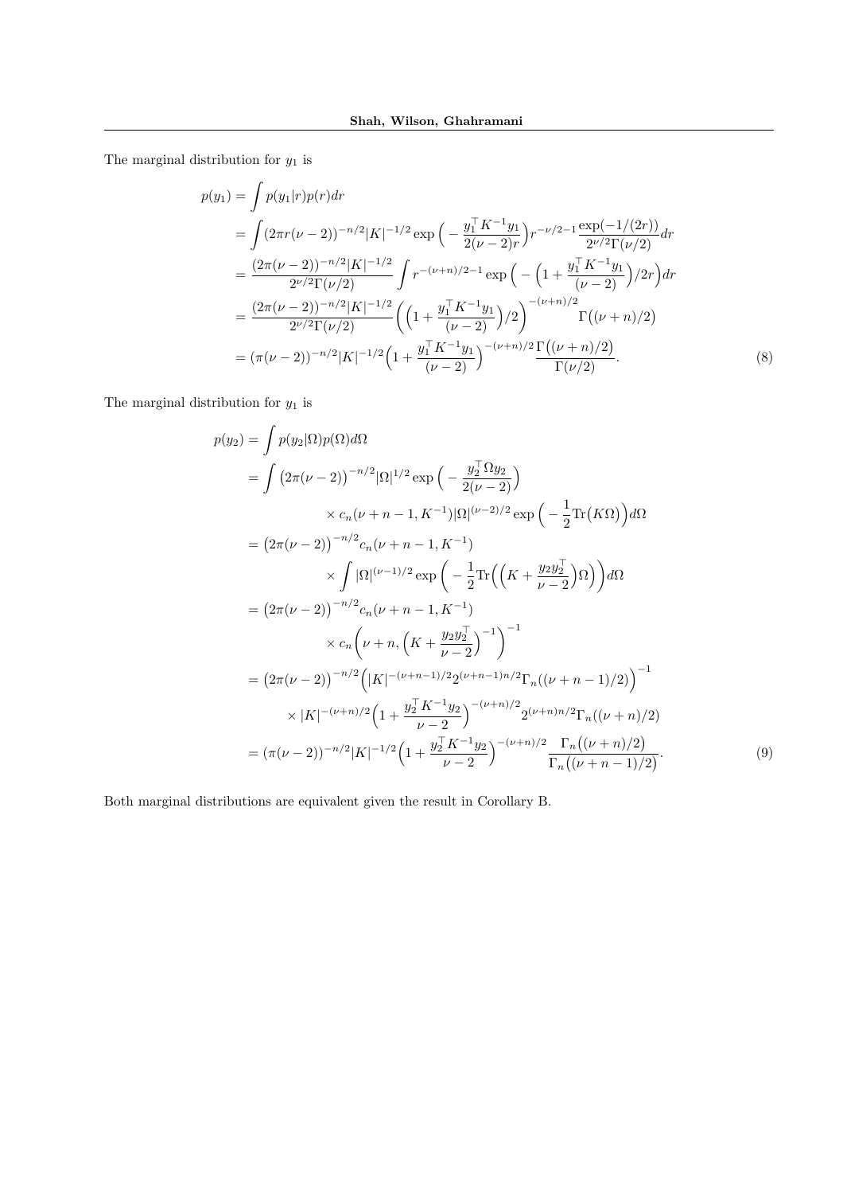The marginal distribution for $y_1$ is

$$
\begin{aligned}
p(y_1) &= \int p(y_1|r)p(r)dr \\
&= \int (2\pi r(\nu-2))^{-n/2}|K|^{-1/2} \exp\Big(-\frac{y_1^\top K^{-1} y_1}{2(\nu-2)r}\Big) r^{-\nu/2-1} \frac{\exp(-1/(2r))}{2^{\nu/2}\Gamma(\nu/2)} dr \\
&= \frac{(2\pi(\nu-2))^{-n/2}|K|^{-1/2}}{2^{\nu/2}\Gamma(\nu/2)} \int r^{-(\nu+n)/2-1} \exp\Big(-\Big(1+\frac{y_1^\top K^{-1} y_1}{(\nu-2)}\Big)/2r\Big) dr \\
&= \frac{(2\pi(\nu-2))^{-n/2}|K|^{-1/2}}{2^{\nu/2}\Gamma(\nu/2)} \Big(\Big(1+\frac{y_1^\top K^{-1} y_1}{(\nu-2)}\Big)/2\Big)^{-(\nu+n)/2} \Gamma\big((\nu+n)/2\big) \\
&= (\pi(\nu-2))^{-n/2}|K|^{-1/2}\Big(1+\frac{y_1^\top K^{-1} y_1}{(\nu-2)}\Big)^{-(\nu+n)/2} \frac{\Gamma\big((\nu+n)/2\big)}{\Gamma(\nu/2)}. \qquad (8)
\end{aligned}
$$

The marginal distribution for $y_1$ is

$$
\begin{aligned}
p(y_2) &= \int p(y_2|\Omega)p(\Omega)d\Omega \\
&= \int \big(2\pi(\nu-2)\big)^{-n/2}|\Omega|^{1/2} \exp\Big(-\frac{y_2^\top \Omega y_2}{2(\nu-2)}\Big) \\
&\qquad \times c_n(\nu+n-1, K^{-1})|\Omega|^{(\nu-2)/2} \exp\Big(-\frac{1}{2}\mathrm{Tr}\big(K\Omega\big)\Big) d\Omega \\
&= \big(2\pi(\nu-2)\big)^{-n/2} c_n(\nu+n-1, K^{-1}) \\
&\qquad \times \int |\Omega|^{(\nu-1)/2} \exp\Big(-\frac{1}{2}\mathrm{Tr}\Big(\Big(K+\frac{y_2 y_2^\top}{\nu-2}\Big)\Omega\Big)\Big) d\Omega \\
&= \big(2\pi(\nu-2)\big)^{-n/2} c_n(\nu+n-1, K^{-1}) \\
&\qquad \times c_n\Big(\nu+n, \Big(K+\frac{y_2 y_2^\top}{\nu-2}\Big)^{-1}\Big)^{-1} \\
&= \big(2\pi(\nu-2)\big)^{-n/2} \Big(|K|^{-(\nu+n-1)/2} 2^{(\nu+n-1)n/2} \Gamma_n((\nu+n-1)/2)\Big)^{-1} \\
&\qquad \times |K|^{-(\nu+n)/2} \Big(1+\frac{y_2^\top K^{-1} y_2}{\nu-2}\Big)^{-(\nu+n)/2} 2^{(\nu+n)n/2} \Gamma_n((\nu+n)/2) \\
&= (\pi(\nu-2))^{-n/2}|K|^{-1/2}\Big(1+\frac{y_2^\top K^{-1} y_2}{\nu-2}\Big)^{-(\nu+n)/2} \frac{\Gamma_n\big((\nu+n)/2\big)}{\Gamma_n\big((\nu+n-1)/2\big)}. \qquad (9)
\end{aligned}
$$

Both marginal distributions are equivalent given the result in Corollary B.